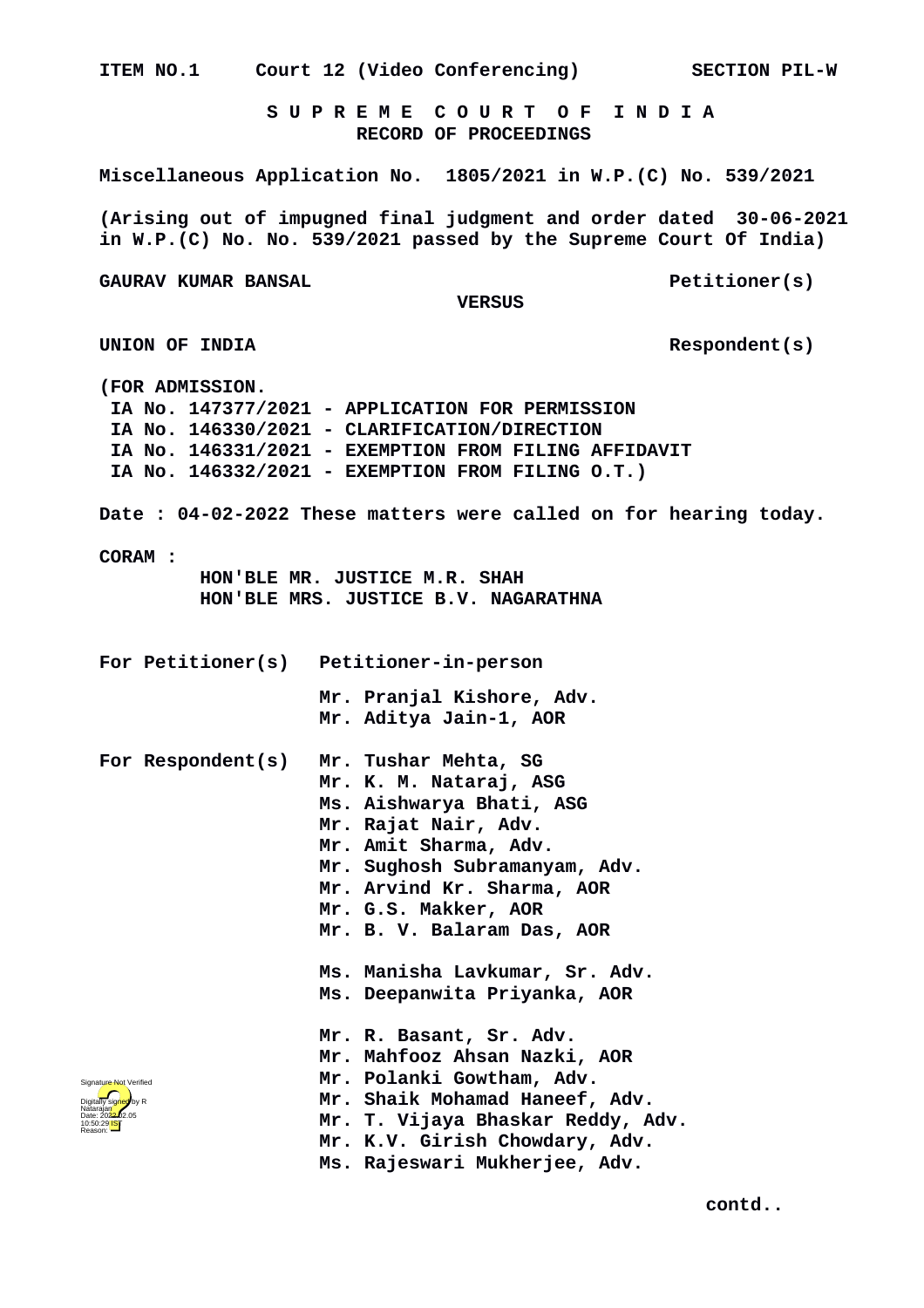**ITEM NO.1 Court 12 (Video Conferencing) SECTION PIL-W**

**S U P R E M E C O U R T O F I N D I A**
**RECORD OF PROCEEDINGS**

**Miscellaneous Application No. 1805/2021 in W.P.(C) No. 539/2021**

**(Arising out of impugned final judgment and order dated 30-06-2021 in W.P.(C) No. No. 539/2021 passed by the Supreme Court Of India)**

**GAURAV KUMAR BANSAL Petitioner(s)**

**VERSUS**

**UNION OF INDIA Respondent(s)**

**(FOR ADMISSION.**
**IA No. 147377/2021 - APPLICATION FOR PERMISSION**
**IA No. 146330/2021 - CLARIFICATION/DIRECTION**
**IA No. 146331/2021 - EXEMPTION FROM FILING AFFIDAVIT**
**IA No. 146332/2021 - EXEMPTION FROM FILING O.T.)**

**Date : 04-02-2022 These matters were called on for hearing today.**

**CORAM :**
**HON'BLE MR. JUSTICE M.R. SHAH**
**HON'BLE MRS. JUSTICE B.V. NAGARATHNA**

**For Petitioner(s)** **Petitioner-in-person**

**Mr. Pranjal Kishore, Adv.**
**Mr. Aditya Jain-1, AOR**

**For Respondent(s)** **Mr. Tushar Mehta, SG**
**Mr. K. M. Nataraj, ASG**
**Ms. Aishwarya Bhati, ASG**
**Mr. Rajat Nair, Adv.**
**Mr. Amit Sharma, Adv.**
**Mr. Sughosh Subramanyam, Adv.**
**Mr. Arvind Kr. Sharma, AOR**
**Mr. G.S. Makker, AOR**
**Mr. B. V. Balaram Das, AOR**

**Ms. Manisha Lavkumar, Sr. Adv.**
**Ms. Deepanwita Priyanka, AOR**

**Mr. R. Basant, Sr. Adv.**
**Mr. Mahfooz Ahsan Nazki, AOR**
**Mr. Polanki Gowtham, Adv.**
**Mr. Shaik Mohamad Haneef, Adv.**
**Mr. T. Vijaya Bhaskar Reddy, Adv.**
**Mr. K.V. Girish Chowdary, Adv.**
**Ms. Rajeswari Mukherjee, Adv.**

**contd..**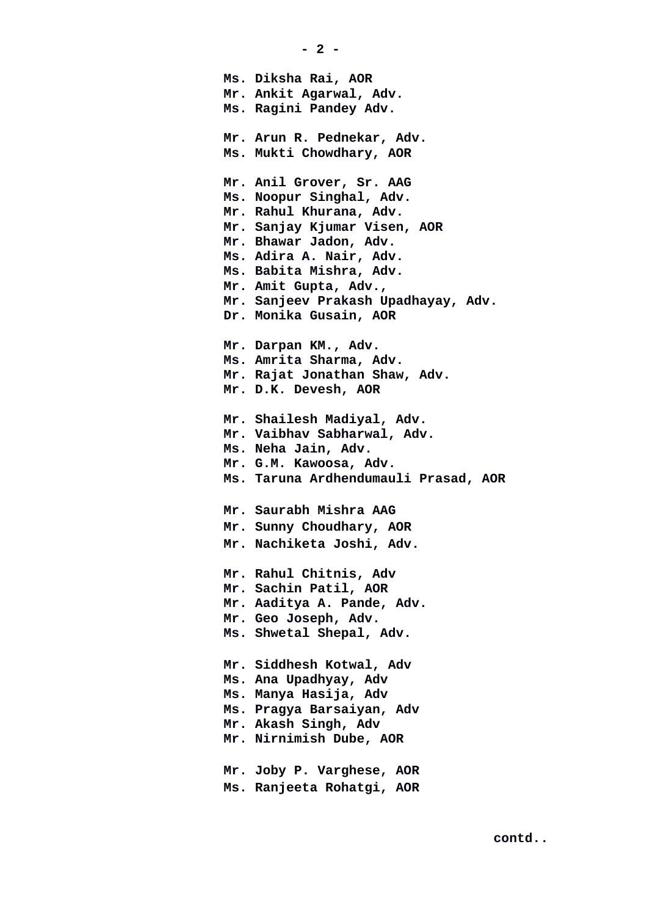**Ms. Diksha Rai, AOR**
**Mr. Ankit Agarwal, Adv.**
**Ms. Ragini Pandey Adv.**

**Mr. Arun R. Pednekar, Adv.**
**Ms. Mukti Chowdhary, AOR**

**Mr. Anil Grover, Sr. AAG**
**Ms. Noopur Singhal, Adv.**
**Mr. Rahul Khurana, Adv.**
**Mr. Sanjay Kjumar Visen, AOR**
**Mr. Bhawar Jadon, Adv.**
**Ms. Adira A. Nair, Adv.**
**Ms. Babita Mishra, Adv.**
**Mr. Amit Gupta, Adv.,**
**Mr. Sanjeev Prakash Upadhayay, Adv.**
**Dr. Monika Gusain, AOR**

**Mr. Darpan KM., Adv.**
**Ms. Amrita Sharma, Adv.**
**Mr. Rajat Jonathan Shaw, Adv.**
**Mr. D.K. Devesh, AOR**

**Mr. Shailesh Madiyal, Adv.**
**Mr. Vaibhav Sabharwal, Adv.**
**Ms. Neha Jain, Adv.**
**Mr. G.M. Kawoosa, Adv.**
**Ms. Taruna Ardhendumauli Prasad, AOR**

**Mr. Saurabh Mishra AAG**
**Mr. Sunny Choudhary, AOR**
**Mr. Nachiketa Joshi, Adv.**

**Mr. Rahul Chitnis, Adv**
**Mr. Sachin Patil, AOR**
**Mr. Aaditya A. Pande, Adv.**
**Mr. Geo Joseph, Adv.**
**Ms. Shwetal Shepal, Adv.**

**Mr. Siddhesh Kotwal, Adv**
**Ms. Ana Upadhyay, Adv**
**Ms. Manya Hasija, Adv**
**Ms. Pragya Barsaiyan, Adv**
**Mr. Akash Singh, Adv**
**Mr. Nirnimish Dube, AOR**

**Mr. Joby P. Varghese, AOR**
**Ms. Ranjeeta Rohatgi, AOR**

**contd..**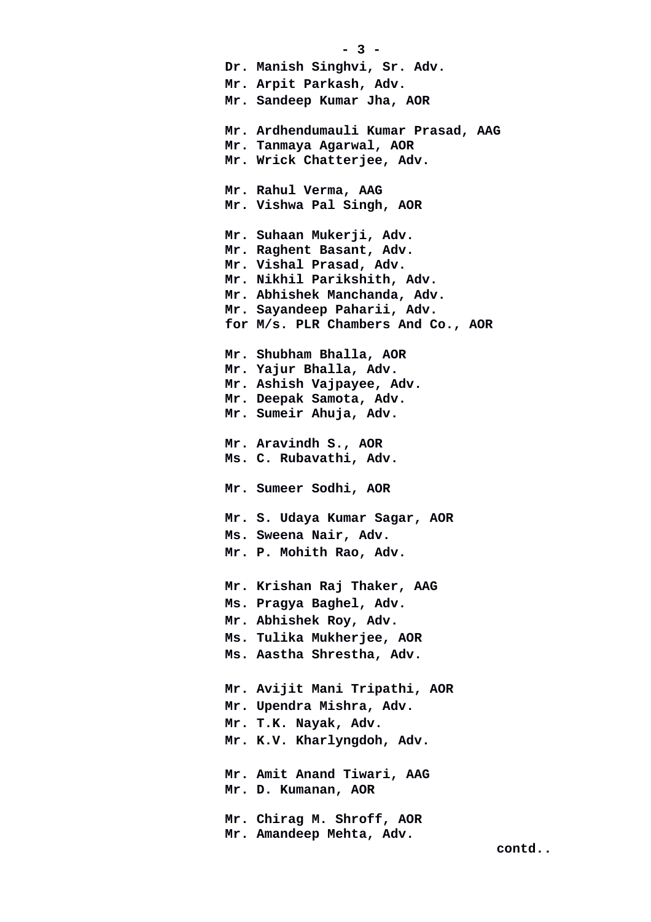**Dr. Manish Singhvi, Sr. Adv.**
**Mr. Arpit Parkash, Adv.**
**Mr. Sandeep Kumar Jha, AOR**

**Mr. Ardhendumauli Kumar Prasad, AAG**
**Mr. Tanmaya Agarwal, AOR**
**Mr. Wrick Chatterjee, Adv.**

**Mr. Rahul Verma, AAG**
**Mr. Vishwa Pal Singh, AOR**

**Mr. Suhaan Mukerji, Adv.**
**Mr. Raghent Basant, Adv.**
**Mr. Vishal Prasad, Adv.**
**Mr. Nikhil Parikshith, Adv.**
**Mr. Abhishek Manchanda, Adv.**
**Mr. Sayandeep Paharii, Adv.**
**for M/s. PLR Chambers And Co., AOR**

**Mr. Shubham Bhalla, AOR**
**Mr. Yajur Bhalla, Adv.**
**Mr. Ashish Vajpayee, Adv.**
**Mr. Deepak Samota, Adv.**
**Mr. Sumeir Ahuja, Adv.**

**Mr. Aravindh S., AOR**
**Ms. C. Rubavathi, Adv.**

**Mr. Sumeer Sodhi, AOR**

**Mr. S. Udaya Kumar Sagar, AOR**
**Ms. Sweena Nair, Adv.**
**Mr. P. Mohith Rao, Adv.**

**Mr. Krishan Raj Thaker, AAG**
**Ms. Pragya Baghel, Adv.**
**Mr. Abhishek Roy, Adv.**
**Ms. Tulika Mukherjee, AOR**
**Ms. Aastha Shrestha, Adv.**

**Mr. Avijit Mani Tripathi, AOR**
**Mr. Upendra Mishra, Adv.**
**Mr. T.K. Nayak, Adv.**
**Mr. K.V. Kharlyngdoh, Adv.**

**Mr. Amit Anand Tiwari, AAG**
**Mr. D. Kumanan, AOR**

**Mr. Chirag M. Shroff, AOR**
**Mr. Amandeep Mehta, Adv.**

**contd..**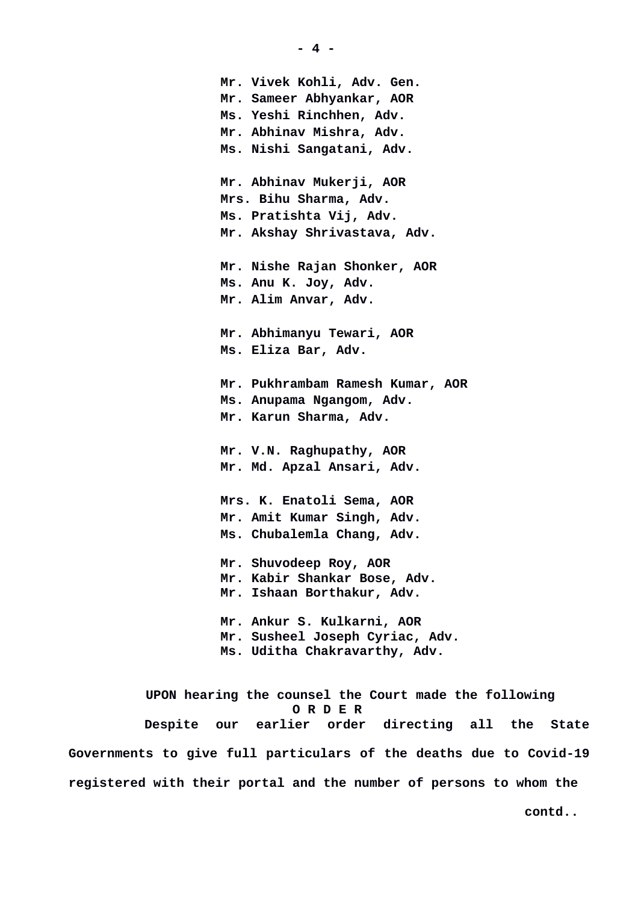Mr. Vivek Kohli, Adv. Gen.
Mr. Sameer Abhyankar, AOR
Ms. Yeshi Rinchhen, Adv.
Mr. Abhinav Mishra, Adv.
Ms. Nishi Sangatani, Adv.

Mr. Abhinav Mukerji, AOR
Mrs. Bihu Sharma, Adv.
Ms. Pratishta Vij, Adv.
Mr. Akshay Shrivastava, Adv.

Mr. Nishe Rajan Shonker, AOR
Ms. Anu K. Joy, Adv.
Mr. Alim Anvar, Adv.

Mr. Abhimanyu Tewari, AOR
Ms. Eliza Bar, Adv.

Mr. Pukhrambam Ramesh Kumar, AOR
Ms. Anupama Ngangom, Adv.
Mr. Karun Sharma, Adv.

Mr. V.N. Raghupathy, AOR
Mr. Md. Apzal Ansari, Adv.

Mrs. K. Enatoli Sema, AOR
Mr. Amit Kumar Singh, Adv.
Ms. Chubalemla Chang, Adv.

Mr. Shuvodeep Roy, AOR
Mr. Kabir Shankar Bose, Adv.
Mr. Ishaan Borthakur, Adv.

Mr. Ankur S. Kulkarni, AOR
Mr. Susheel Joseph Cyriac, Adv.
Ms. Uditha Chakravarthy, Adv.

UPON hearing the counsel the Court made the following

**O R D E R**

Despite our earlier order directing all the State Governments to give full particulars of the deaths due to Covid-19 registered with their portal and the number of persons to whom the

contd..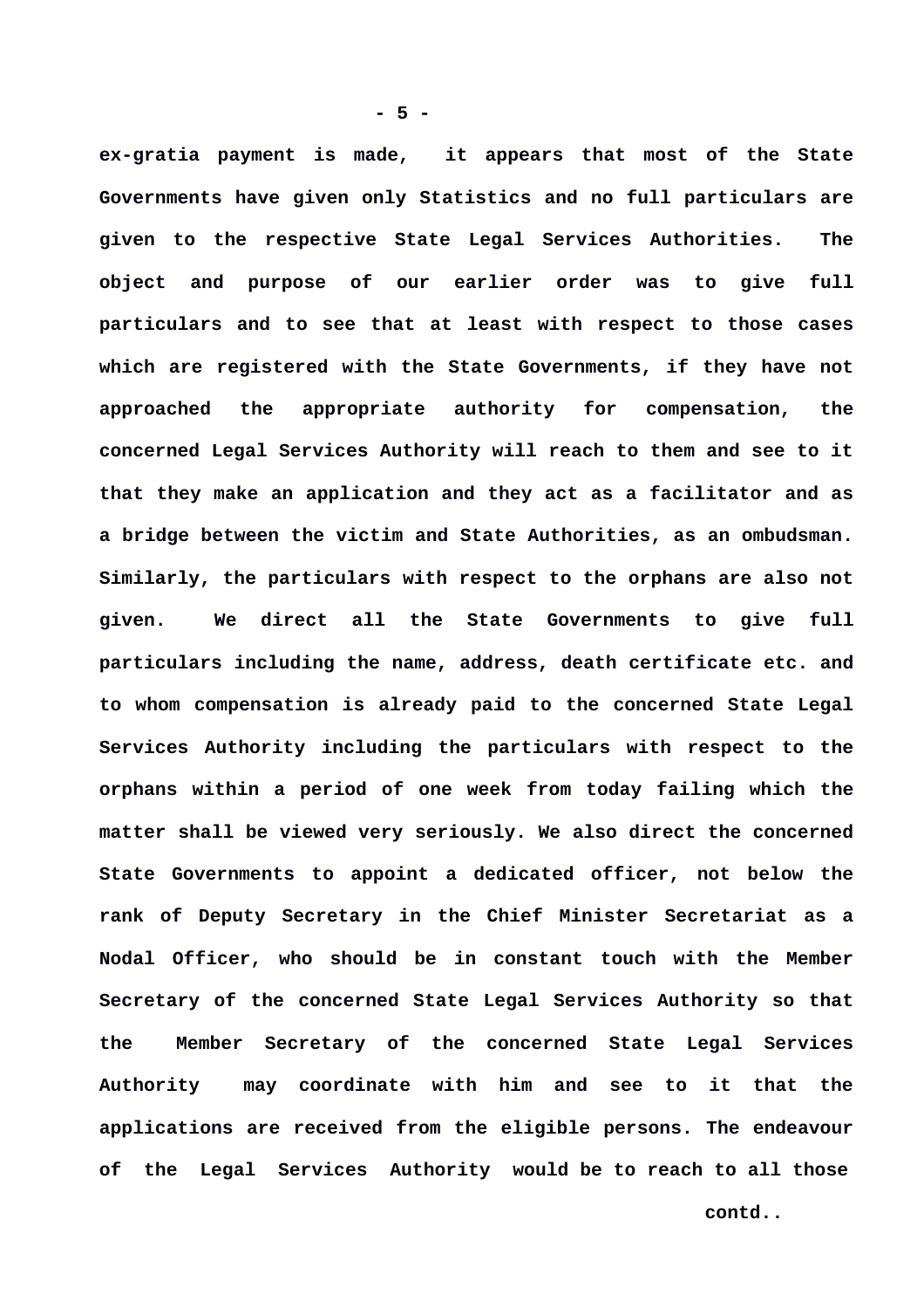ex-gratia payment is made, it appears that most of the State Governments have given only Statistics and no full particulars are given to the respective State Legal Services Authorities. The object and purpose of our earlier order was to give full particulars and to see that at least with respect to those cases which are registered with the State Governments, if they have not approached the appropriate authority for compensation, the concerned Legal Services Authority will reach to them and see to it that they make an application and they act as a facilitator and as a bridge between the victim and State Authorities, as an ombudsman. Similarly, the particulars with respect to the orphans are also not given. We direct all the State Governments to give full particulars including the name, address, death certificate etc. and to whom compensation is already paid to the concerned State Legal Services Authority including the particulars with respect to the orphans within a period of one week from today failing which the matter shall be viewed very seriously. We also direct the concerned State Governments to appoint a dedicated officer, not below the rank of Deputy Secretary in the Chief Minister Secretariat as a Nodal Officer, who should be in constant touch with the Member Secretary of the concerned State Legal Services Authority so that the Member Secretary of the concerned State Legal Services Authority may coordinate with him and see to it that the applications are received from the eligible persons. The endeavour of the Legal Services Authority would be to reach to all those

contd..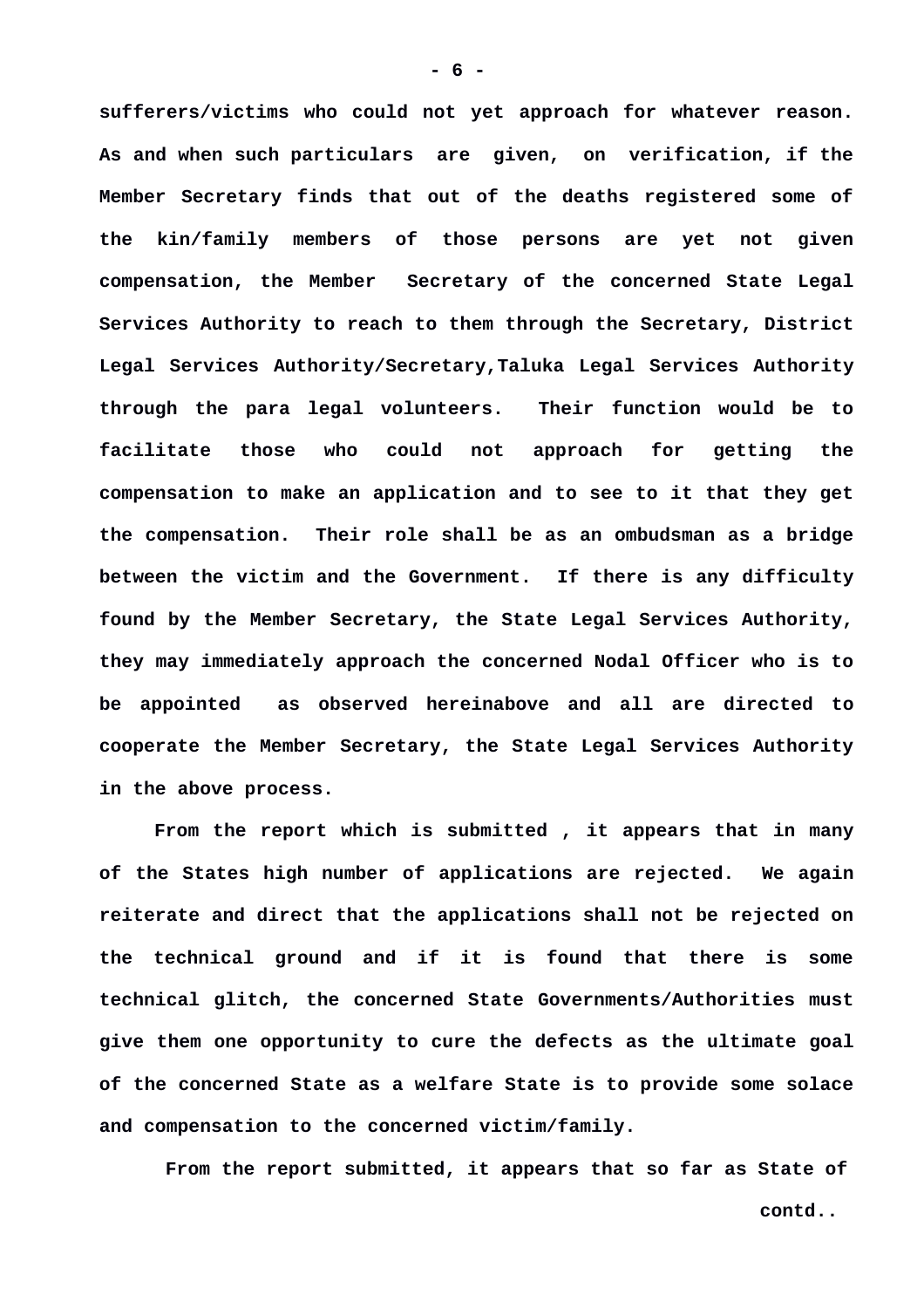**sufferers/victims who could not yet approach for whatever reason. As and when such particulars are given, on verification, if the Member Secretary finds that out of the deaths registered some of the kin/family members of those persons are yet not given compensation, the Member Secretary of the concerned State Legal Services Authority to reach to them through the Secretary, District Legal Services Authority/Secretary,Taluka Legal Services Authority through the para legal volunteers. Their function would be to facilitate those who could not approach for getting the compensation to make an application and to see to it that they get the compensation. Their role shall be as an ombudsman as a bridge between the victim and the Government. If there is any difficulty found by the Member Secretary, the State Legal Services Authority, they may immediately approach the concerned Nodal Officer who is to be appointed as observed hereinabove and all are directed to cooperate the Member Secretary, the State Legal Services Authority in the above process.**

**From the report which is submitted , it appears that in many of the States high number of applications are rejected. We again reiterate and direct that the applications shall not be rejected on the technical ground and if it is found that there is some technical glitch, the concerned State Governments/Authorities must give them one opportunity to cure the defects as the ultimate goal of the concerned State as a welfare State is to provide some solace and compensation to the concerned victim/family.**

**From the report submitted, it appears that so far as State of**

**contd..**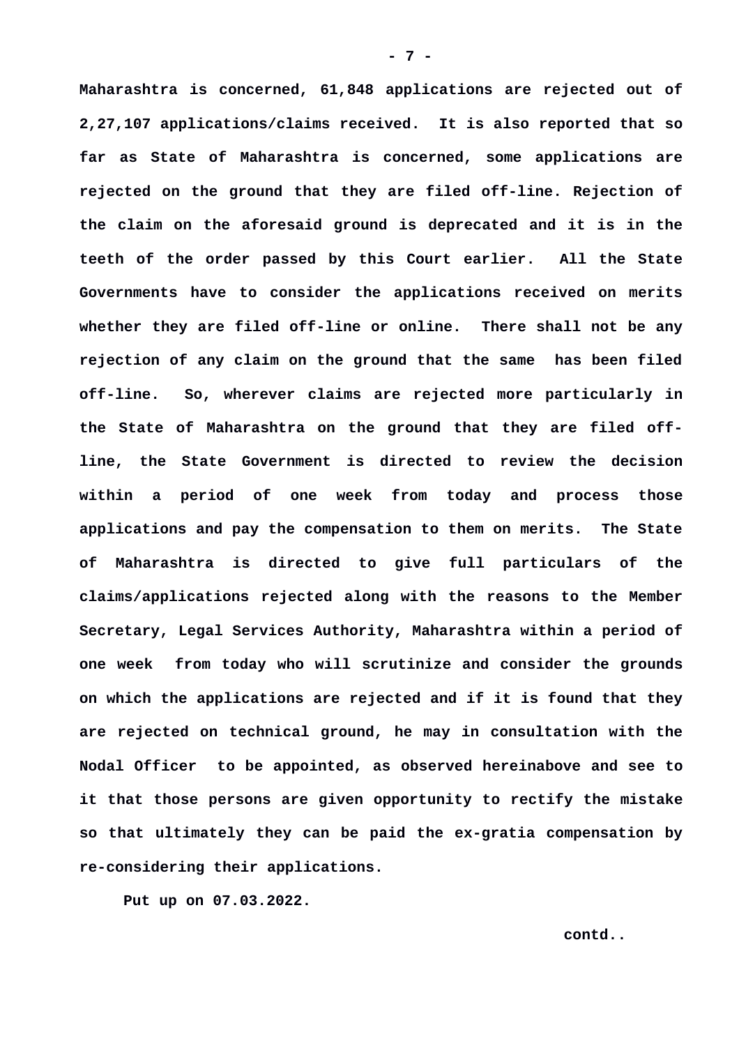**Maharashtra is concerned, 61,848 applications are rejected out of 2,27,107 applications/claims received. It is also reported that so far as State of Maharashtra is concerned, some applications are rejected on the ground that they are filed off-line. Rejection of the claim on the aforesaid ground is deprecated and it is in the teeth of the order passed by this Court earlier. All the State Governments have to consider the applications received on merits whether they are filed off-line or online. There shall not be any rejection of any claim on the ground that the same has been filed off-line. So, wherever claims are rejected more particularly in the State of Maharashtra on the ground that they are filed off-line, the State Government is directed to review the decision within a period of one week from today and process those applications and pay the compensation to them on merits. The State of Maharashtra is directed to give full particulars of the claims/applications rejected along with the reasons to the Member Secretary, Legal Services Authority, Maharashtra within a period of one week from today who will scrutinize and consider the grounds on which the applications are rejected and if it is found that they are rejected on technical ground, he may in consultation with the Nodal Officer to be appointed, as observed hereinabove and see to it that those persons are given opportunity to rectify the mistake so that ultimately they can be paid the ex-gratia compensation by re-considering their applications.**

**Put up on 07.03.2022.**

**contd..**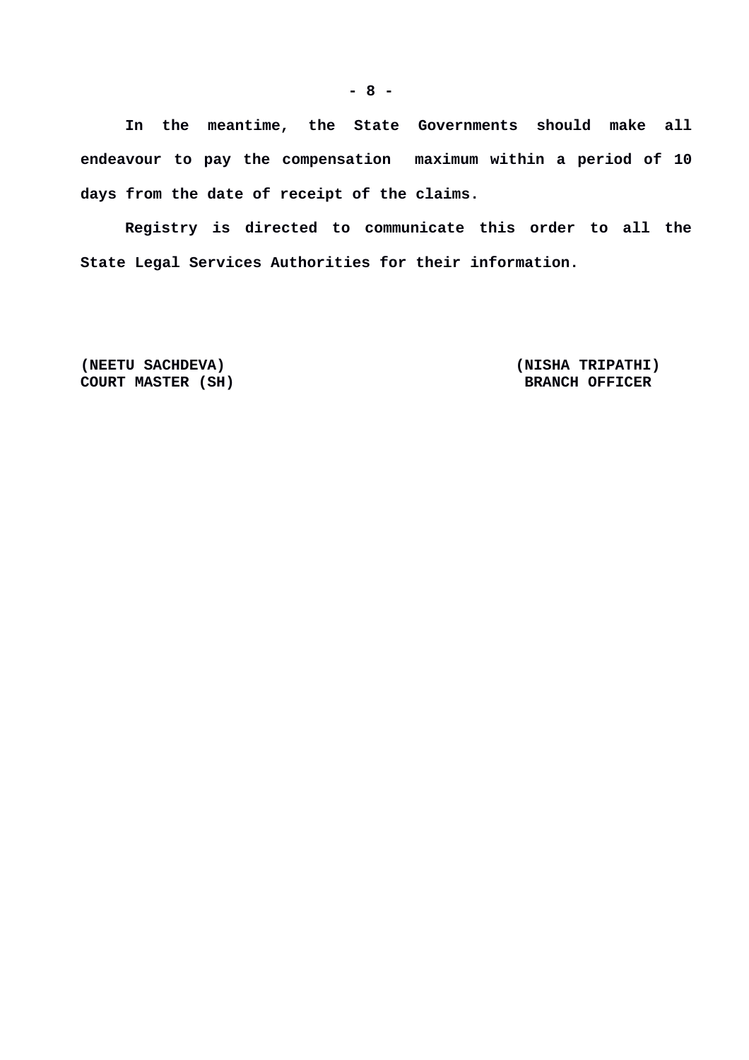**In the meantime, the State Governments should make all endeavour to pay the compensation maximum within a period of 10 days from the date of receipt of the claims.**

**Registry is directed to communicate this order to all the State Legal Services Authorities for their information.**

| | |
|---|---|
| **(NEETU SACHDEVA)** | **(NISHA TRIPATHI)** |
| **COURT MASTER (SH)** | **BRANCH OFFICER** |